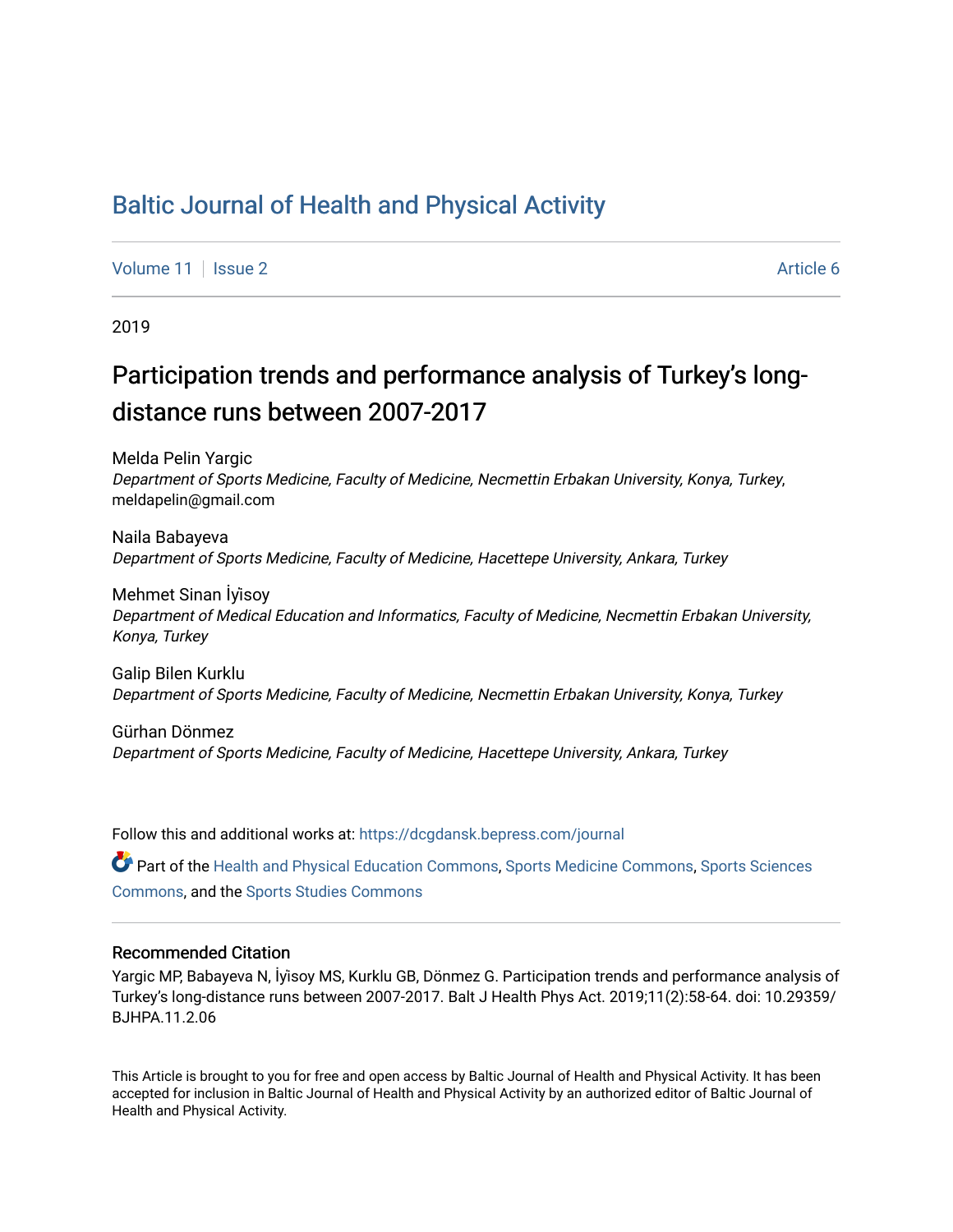# Baltic Journal of Health and Physical Activity

Volume 11 | Issue 2 | Article 6

2019

## Participation trends and performance analysis of Turkey's long-distance runs between 2007-2017

Melda Pelin Yargic
*Department of Sports Medicine, Faculty of Medicine, Necmettin Erbakan University, Konya, Turkey*, meldapelin@gmail.com

Naila Babayeva
*Department of Sports Medicine, Faculty of Medicine, Hacettepe University, Ankara, Turkey*

Mehmet Sinan İyïsoy
*Department of Medical Education and Informatics, Faculty of Medicine, Necmettin Erbakan University, Konya, Turkey*

Galip Bilen Kurklu
*Department of Sports Medicine, Faculty of Medicine, Necmettin Erbakan University, Konya, Turkey*

Gürhan Dönmez
*Department of Sports Medicine, Faculty of Medicine, Hacettepe University, Ankara, Turkey*

Follow this and additional works at: https://dcgdansk.bepress.com/journal

Part of the Health and Physical Education Commons, Sports Medicine Commons, Sports Sciences Commons, and the Sports Studies Commons

### Recommended Citation

Yargic MP, Babayeva N, İyïsoy MS, Kurklu GB, Dönmez G. Participation trends and performance analysis of Turkey's long-distance runs between 2007-2017. Balt J Health Phys Act. 2019;11(2):58-64. doi: 10.29359/BJHPA.11.2.06

This Article is brought to you for free and open access by Baltic Journal of Health and Physical Activity. It has been accepted for inclusion in Baltic Journal of Health and Physical Activity by an authorized editor of Baltic Journal of Health and Physical Activity.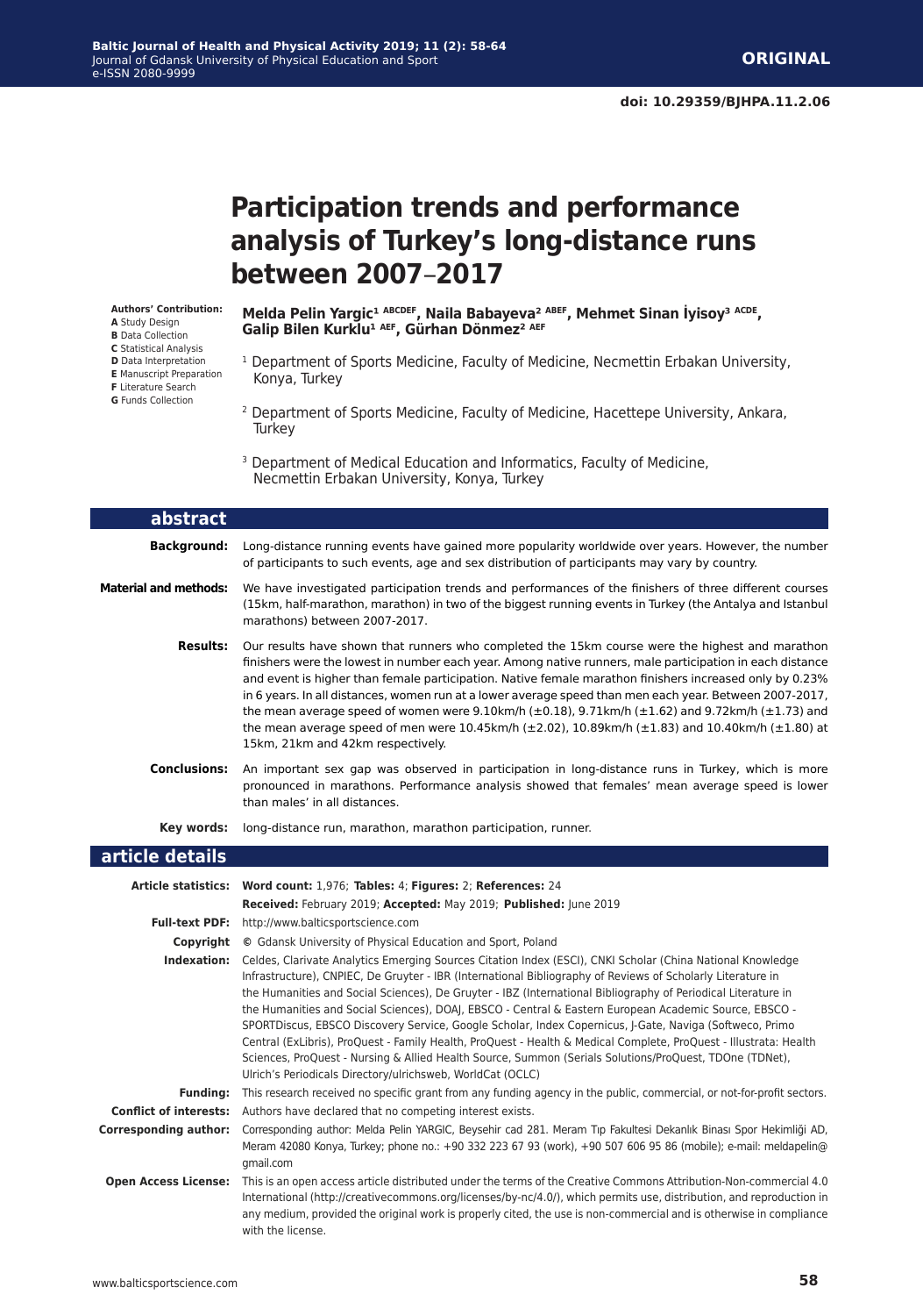**ORIGINAL**

doi: 10.29359/BJHPA.11.2.06

# Participation trends and performance analysis of Turkey's long-distance runs between 2007–2017

**Authors' Contribution:**
**A** Study Design
**B** Data Collection
**C** Statistical Analysis
**D** Data Interpretation
**E** Manuscript Preparation
**F** Literature Search
**G** Funds Collection

**Melda Pelin Yargic[1 ABCDEF], Naila Babayeva[2 ABEF], Mehmet Sinan İyisoy[3 ACDE], Galip Bilen Kurklu[1 AEF], Gürhan Dönmez[2 AEF]**

[1] Department of Sports Medicine, Faculty of Medicine, Necmettin Erbakan University, Konya, Turkey

[2] Department of Sports Medicine, Faculty of Medicine, Hacettepe University, Ankara, Turkey

[3] Department of Medical Education and Informatics, Faculty of Medicine, Necmettin Erbakan University, Konya, Turkey

## abstract

**Background:** Long-distance running events have gained more popularity worldwide over years. However, the number of participants to such events, age and sex distribution of participants may vary by country.

**Material and methods:** We have investigated participation trends and performances of the finishers of three different courses (15km, half-marathon, marathon) in two of the biggest running events in Turkey (the Antalya and Istanbul marathons) between 2007-2017.

**Results:** Our results have shown that runners who completed the 15km course were the highest and marathon finishers were the lowest in number each year. Among native runners, male participation in each distance and event is higher than female participation. Native female marathon finishers increased only by 0.23% in 6 years. In all distances, women run at a lower average speed than men each year. Between 2007-2017, the mean average speed of women were 9.10km/h (±0.18), 9.71km/h (±1.62) and 9.72km/h (±1.73) and the mean average speed of men were 10.45km/h (±2.02), 10.89km/h (±1.83) and 10.40km/h (±1.80) at 15km, 21km and 42km respectively.

**Conclusions:** An important sex gap was observed in participation in long-distance runs in Turkey, which is more pronounced in marathons. Performance analysis showed that females' mean average speed is lower than males' in all distances.

**Key words:** long-distance run, marathon, marathon participation, runner.

## article details

**Article statistics:** **Word count:** 1,976; **Tables:** 4; **Figures:** 2; **References:** 24
**Received:** February 2019; **Accepted:** May 2019; **Published:** June 2019

**Full-text PDF:** http://www.balticsportscience.com

**Copyright** © Gdansk University of Physical Education and Sport, Poland

**Indexation:** Celdes, Clarivate Analytics Emerging Sources Citation Index (ESCI), CNKI Scholar (China National Knowledge Infrastructure), CNPIEC, De Gruyter - IBR (International Bibliography of Reviews of Scholarly Literature in the Humanities and Social Sciences), De Gruyter - IBZ (International Bibliography of Periodical Literature in the Humanities and Social Sciences), DOAJ, EBSCO - Central & Eastern European Academic Source, EBSCO - SPORTDiscus, EBSCO Discovery Service, Google Scholar, Index Copernicus, J-Gate, Naviga (Softweco, Primo Central (ExLibris), ProQuest - Family Health, ProQuest - Health & Medical Complete, ProQuest - Illustrata: Health Sciences, ProQuest - Nursing & Allied Health Source, Summon (Serials Solutions/ProQuest, TDOne (TDNet), Ulrich's Periodicals Directory/ulrichsweb, WorldCat (OCLC)

**Funding:** This research received no specific grant from any funding agency in the public, commercial, or not-for-profit sectors.

**Conflict of interests:** Authors have declared that no competing interest exists.

**Corresponding author:** Corresponding author: Melda Pelin YARGIC, Beysehir cad 281. Meram Tıp Fakultesi Dekanlık Binası Spor Hekimliği AD, Meram 42080 Konya, Turkey; phone no.: +90 332 223 67 93 (work), +90 507 606 95 86 (mobile); e-mail: meldapelin@gmail.com

**Open Access License:** This is an open access article distributed under the terms of the Creative Commons Attribution-Non-commercial 4.0 International (http://creativecommons.org/licenses/by-nc/4.0/), which permits use, distribution, and reproduction in any medium, provided the original work is properly cited, the use is non-commercial and is otherwise in compliance with the license.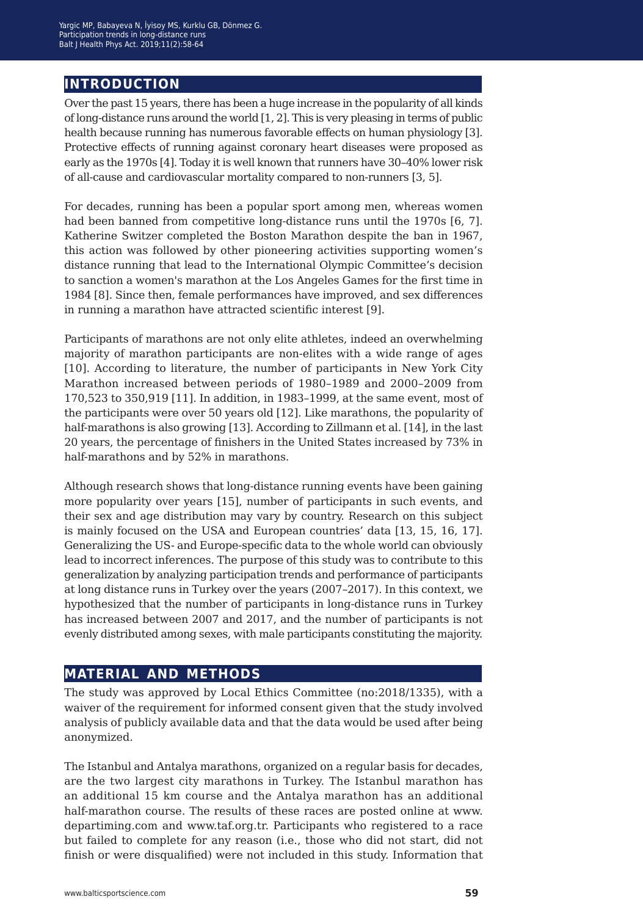## INTRODUCTION

Over the past 15 years, there has been a huge increase in the popularity of all kinds of long-distance runs around the world [1, 2]. This is very pleasing in terms of public health because running has numerous favorable effects on human physiology [3]. Protective effects of running against coronary heart diseases were proposed as early as the 1970s [4]. Today it is well known that runners have 30–40% lower risk of all-cause and cardiovascular mortality compared to non-runners [3, 5].

For decades, running has been a popular sport among men, whereas women had been banned from competitive long-distance runs until the 1970s [6, 7]. Katherine Switzer completed the Boston Marathon despite the ban in 1967, this action was followed by other pioneering activities supporting women's distance running that lead to the International Olympic Committee's decision to sanction a women's marathon at the Los Angeles Games for the first time in 1984 [8]. Since then, female performances have improved, and sex differences in running a marathon have attracted scientific interest [9].

Participants of marathons are not only elite athletes, indeed an overwhelming majority of marathon participants are non-elites with a wide range of ages [10]. According to literature, the number of participants in New York City Marathon increased between periods of 1980–1989 and 2000–2009 from 170,523 to 350,919 [11]. In addition, in 1983–1999, at the same event, most of the participants were over 50 years old [12]. Like marathons, the popularity of half-marathons is also growing [13]. According to Zillmann et al. [14], in the last 20 years, the percentage of finishers in the United States increased by 73% in half-marathons and by 52% in marathons.

Although research shows that long-distance running events have been gaining more popularity over years [15], number of participants in such events, and their sex and age distribution may vary by country. Research on this subject is mainly focused on the USA and European countries' data [13, 15, 16, 17]. Generalizing the US- and Europe-specific data to the whole world can obviously lead to incorrect inferences. The purpose of this study was to contribute to this generalization by analyzing participation trends and performance of participants at long distance runs in Turkey over the years (2007–2017). In this context, we hypothesized that the number of participants in long-distance runs in Turkey has increased between 2007 and 2017, and the number of participants is not evenly distributed among sexes, with male participants constituting the majority.

## MATERIAL AND METHODS

The study was approved by Local Ethics Committee (no:2018/1335), with a waiver of the requirement for informed consent given that the study involved analysis of publicly available data and that the data would be used after being anonymized.

The Istanbul and Antalya marathons, organized on a regular basis for decades, are the two largest city marathons in Turkey. The Istanbul marathon has an additional 15 km course and the Antalya marathon has an additional half-marathon course. The results of these races are posted online at www.departiming.com and www.taf.org.tr. Participants who registered to a race but failed to complete for any reason (i.e., those who did not start, did not finish or were disqualified) were not included in this study. Information that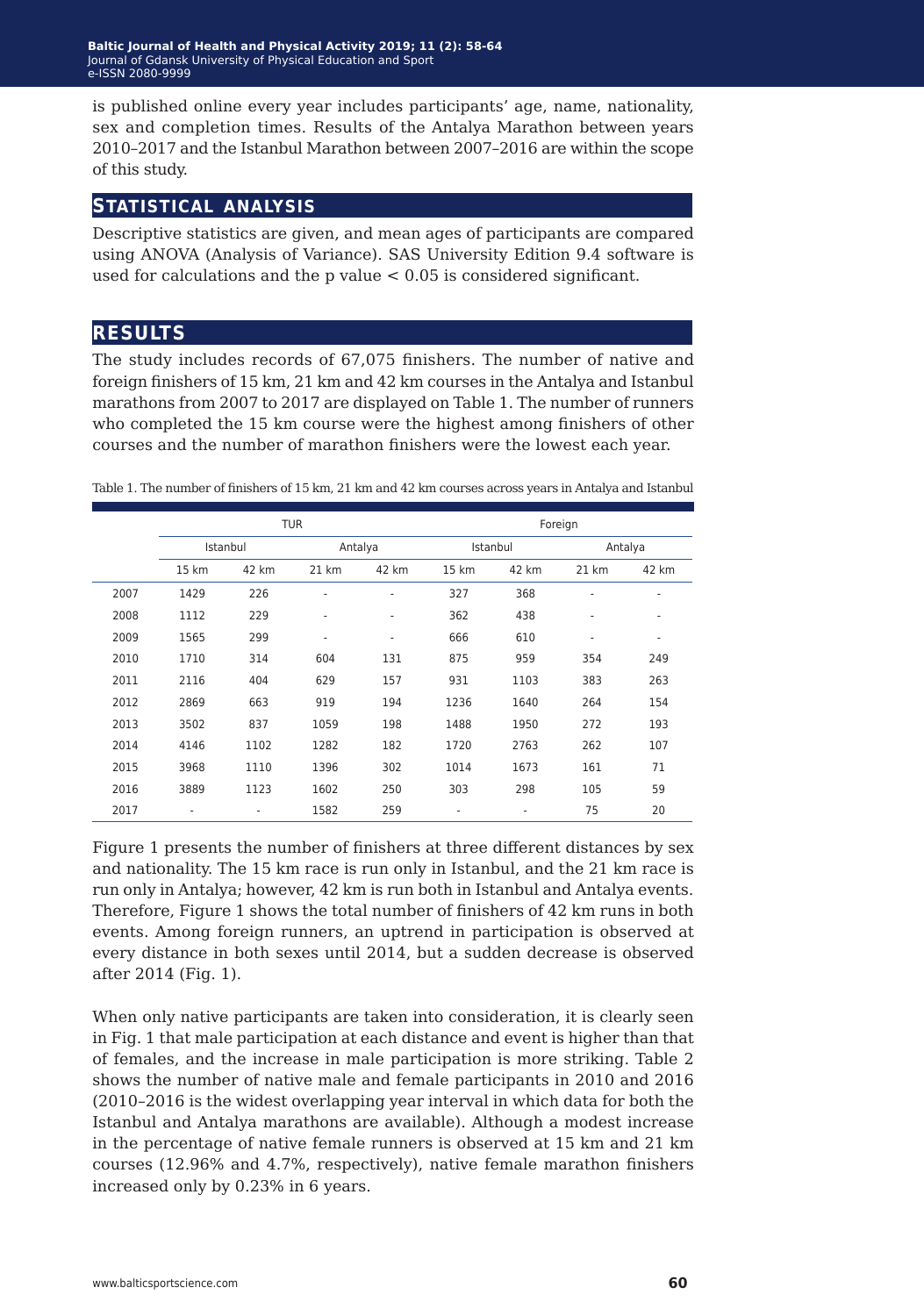is published online every year includes participants' age, name, nationality, sex and completion times. Results of the Antalya Marathon between years 2010–2017 and the Istanbul Marathon between 2007–2016 are within the scope of this study.

## Statistical analysis

Descriptive statistics are given, and mean ages of participants are compared using ANOVA (Analysis of Variance). SAS University Edition 9.4 software is used for calculations and the p value $< 0.05$ is considered significant.

## Results

The study includes records of 67,075 finishers. The number of native and foreign finishers of 15 km, 21 km and 42 km courses in the Antalya and Istanbul marathons from 2007 to 2017 are displayed on Table 1. The number of runners who completed the 15 km course were the highest among finishers of other courses and the number of marathon finishers were the lowest each year.

Table 1. The number of finishers of 15 km, 21 km and 42 km courses across years in Antalya and Istanbul

| | TUR | | | | Foreign | | | |
|---|---|---|---|---|---|---|---|---|
| | Istanbul | | Antalya | | Istanbul | | Antalya | |
| | 15 km | 42 km | 21 km | 42 km | 15 km | 42 km | 21 km | 42 km |
| 2007 | 1429 | 226 | - | - | 327 | 368 | - | - |
| 2008 | 1112 | 229 | - | - | 362 | 438 | - | - |
| 2009 | 1565 | 299 | - | - | 666 | 610 | - | - |
| 2010 | 1710 | 314 | 604 | 131 | 875 | 959 | 354 | 249 |
| 2011 | 2116 | 404 | 629 | 157 | 931 | 1103 | 383 | 263 |
| 2012 | 2869 | 663 | 919 | 194 | 1236 | 1640 | 264 | 154 |
| 2013 | 3502 | 837 | 1059 | 198 | 1488 | 1950 | 272 | 193 |
| 2014 | 4146 | 1102 | 1282 | 182 | 1720 | 2763 | 262 | 107 |
| 2015 | 3968 | 1110 | 1396 | 302 | 1014 | 1673 | 161 | 71 |
| 2016 | 3889 | 1123 | 1602 | 250 | 303 | 298 | 105 | 59 |
| 2017 | - | - | 1582 | 259 | - | - | 75 | 20 |

Figure 1 presents the number of finishers at three different distances by sex and nationality. The 15 km race is run only in Istanbul, and the 21 km race is run only in Antalya; however, 42 km is run both in Istanbul and Antalya events. Therefore, Figure 1 shows the total number of finishers of 42 km runs in both events. Among foreign runners, an uptrend in participation is observed at every distance in both sexes until 2014, but a sudden decrease is observed after 2014 (Fig. 1).

When only native participants are taken into consideration, it is clearly seen in Fig. 1 that male participation at each distance and event is higher than that of females, and the increase in male participation is more striking. Table 2 shows the number of native male and female participants in 2010 and 2016 (2010–2016 is the widest overlapping year interval in which data for both the Istanbul and Antalya marathons are available). Although a modest increase in the percentage of native female runners is observed at 15 km and 21 km courses (12.96% and 4.7%, respectively), native female marathon finishers increased only by 0.23% in 6 years.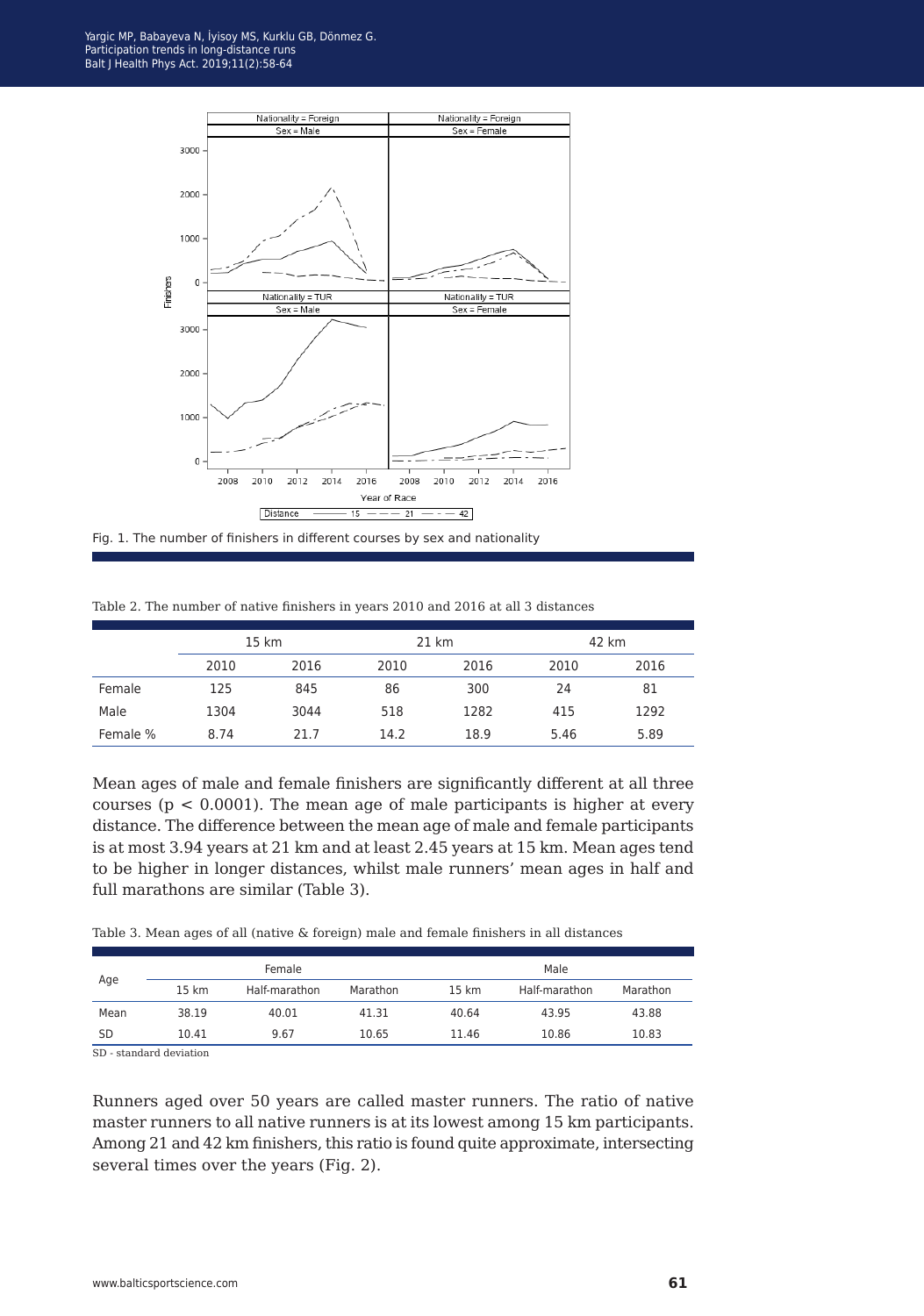Fig. 1. The number of finishers in different courses by sex and nationality

Table 2. The number of native finishers in years 2010 and 2016 at all 3 distances

| | 15 km | | 21 km | | 42 km | |
|---|---|---|---|---|---|---|
| | 2010 | 2016 | 2010 | 2016 | 2010 | 2016 |
| Female | 125 | 845 | 86 | 300 | 24 | 81 |
| Male | 1304 | 3044 | 518 | 1282 | 415 | 1292 |
| Female % | 8.74 | 21.7 | 14.2 | 18.9 | 5.46 | 5.89 |

Mean ages of male and female finishers are significantly different at all three courses ($p < 0.0001$). The mean age of male participants is higher at every distance. The difference between the mean age of male and female participants is at most 3.94 years at 21 km and at least 2.45 years at 15 km. Mean ages tend to be higher in longer distances, whilst male runners' mean ages in half and full marathons are similar (Table 3).

Table 3. Mean ages of all (native & foreign) male and female finishers in all distances

| Age | Female | | | Male | | |
|---|---|---|---|---|---|---|
| | 15 km | Half-marathon | Marathon | 15 km | Half-marathon | Marathon |
| Mean | 38.19 | 40.01 | 41.31 | 40.64 | 43.95 | 43.88 |
| SD | 10.41 | 9.67 | 10.65 | 11.46 | 10.86 | 10.83 |

SD - standard deviation

Runners aged over 50 years are called master runners. The ratio of native master runners to all native runners is at its lowest among 15 km participants. Among 21 and 42 km finishers, this ratio is found quite approximate, intersecting several times over the years (Fig. 2).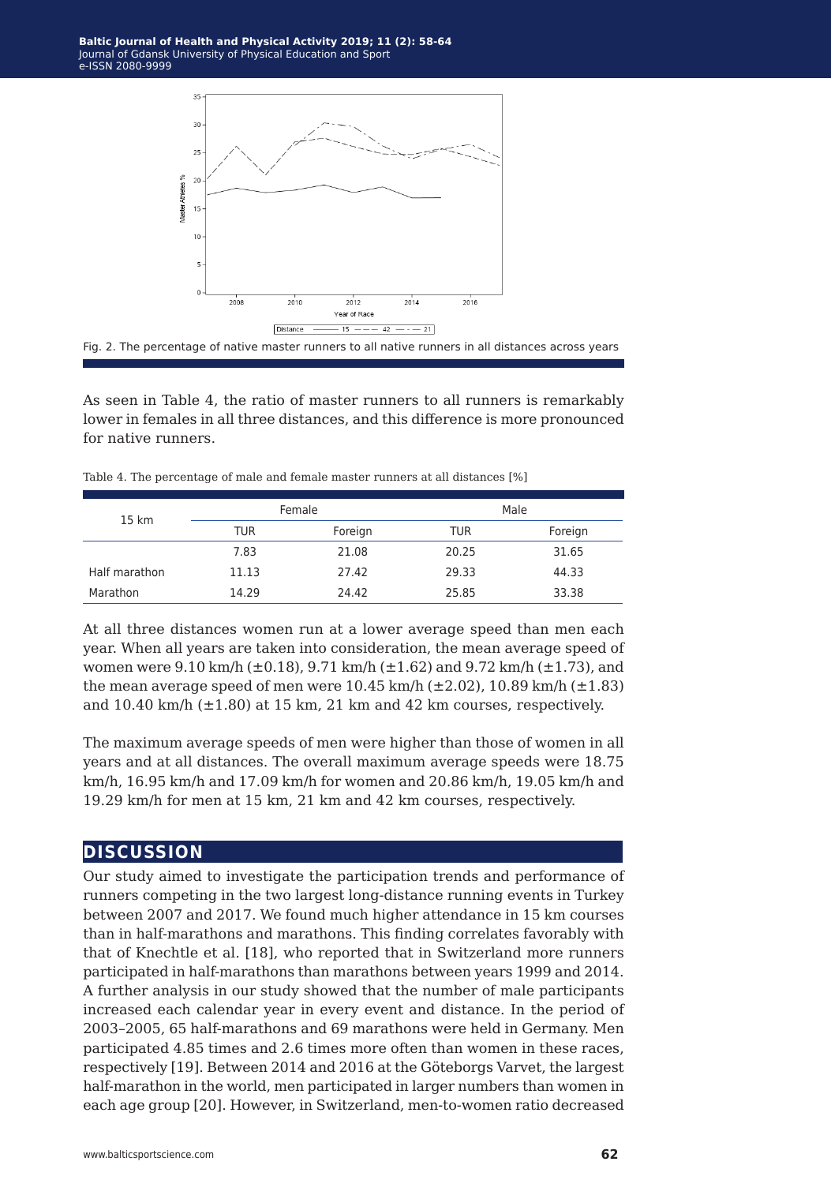Fig. 2. The percentage of native master runners to all native runners in all distances across years

As seen in Table 4, the ratio of master runners to all runners is remarkably lower in females in all three distances, and this difference is more pronounced for native runners.

Table 4. The percentage of male and female master runners at all distances [%]

| | Female | | Male | |
|---|---|---|---|---|
| | TUR | Foreign | TUR | Foreign |
| 15 km | 7.83 | 21.08 | 20.25 | 31.65 |
| Half marathon | 11.13 | 27.42 | 29.33 | 44.33 |
| Marathon | 14.29 | 24.42 | 25.85 | 33.38 |

At all three distances women run at a lower average speed than men each year. When all years are taken into consideration, the mean average speed of women were 9.10 km/h (±0.18), 9.71 km/h (±1.62) and 9.72 km/h (±1.73), and the mean average speed of men were 10.45 km/h (±2.02), 10.89 km/h (±1.83) and 10.40 km/h (±1.80) at 15 km, 21 km and 42 km courses, respectively.

The maximum average speeds of men were higher than those of women in all years and at all distances. The overall maximum average speeds were 18.75 km/h, 16.95 km/h and 17.09 km/h for women and 20.86 km/h, 19.05 km/h and 19.29 km/h for men at 15 km, 21 km and 42 km courses, respectively.

## DISCUSSION

Our study aimed to investigate the participation trends and performance of runners competing in the two largest long-distance running events in Turkey between 2007 and 2017. We found much higher attendance in 15 km courses than in half-marathons and marathons. This finding correlates favorably with that of Knechtle et al. [18], who reported that in Switzerland more runners participated in half-marathons than marathons between years 1999 and 2014. A further analysis in our study showed that the number of male participants increased each calendar year in every event and distance. In the period of 2003–2005, 65 half-marathons and 69 marathons were held in Germany. Men participated 4.85 times and 2.6 times more often than women in these races, respectively [19]. Between 2014 and 2016 at the Göteborgs Varvet, the largest half-marathon in the world, men participated in larger numbers than women in each age group [20]. However, in Switzerland, men-to-women ratio decreased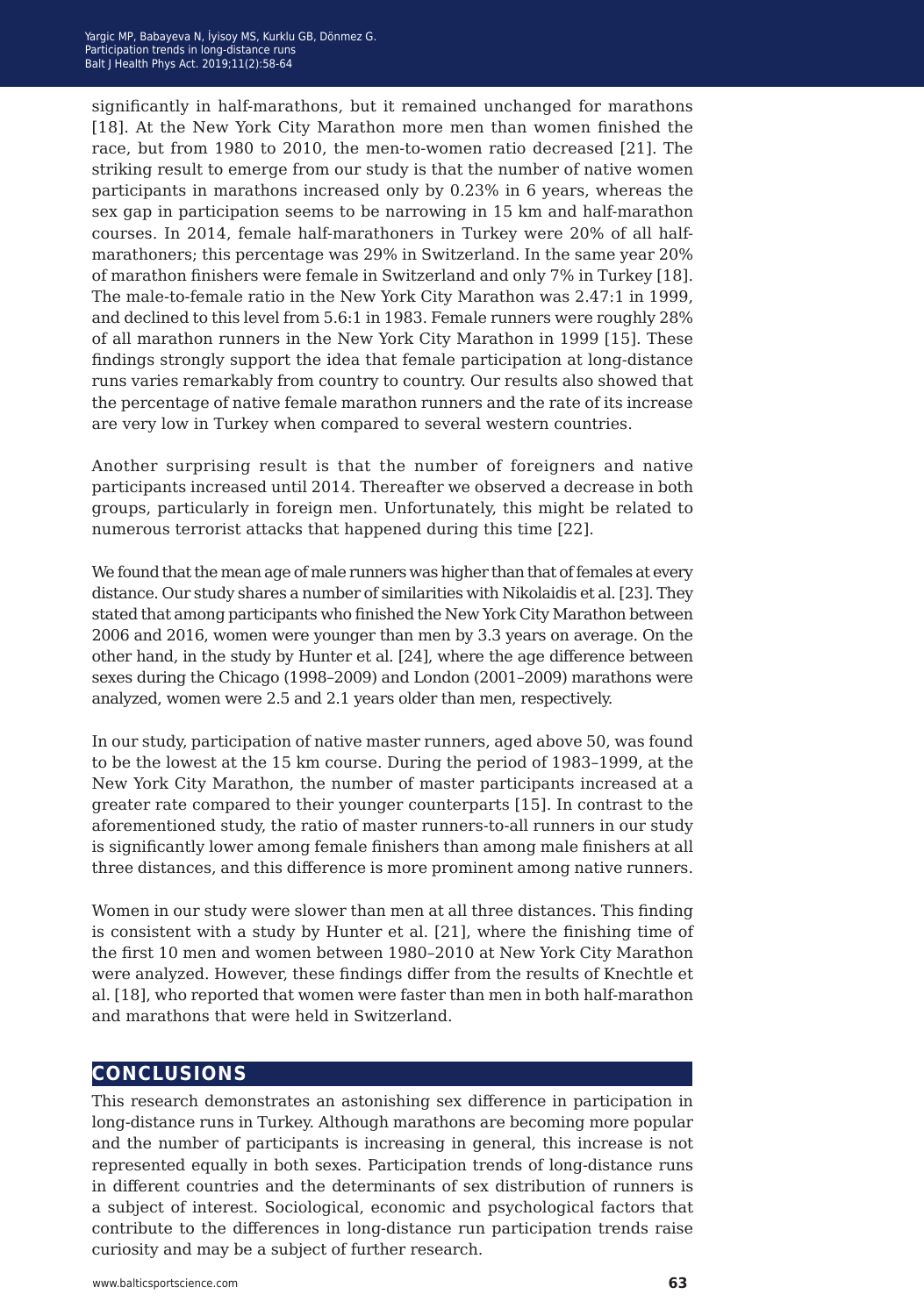significantly in half-marathons, but it remained unchanged for marathons [18]. At the New York City Marathon more men than women finished the race, but from 1980 to 2010, the men-to-women ratio decreased [21]. The striking result to emerge from our study is that the number of native women participants in marathons increased only by 0.23% in 6 years, whereas the sex gap in participation seems to be narrowing in 15 km and half-marathon courses. In 2014, female half-marathoners in Turkey were 20% of all half-marathoners; this percentage was 29% in Switzerland. In the same year 20% of marathon finishers were female in Switzerland and only 7% in Turkey [18]. The male-to-female ratio in the New York City Marathon was 2.47:1 in 1999, and declined to this level from 5.6:1 in 1983. Female runners were roughly 28% of all marathon runners in the New York City Marathon in 1999 [15]. These findings strongly support the idea that female participation at long-distance runs varies remarkably from country to country. Our results also showed that the percentage of native female marathon runners and the rate of its increase are very low in Turkey when compared to several western countries.

Another surprising result is that the number of foreigners and native participants increased until 2014. Thereafter we observed a decrease in both groups, particularly in foreign men. Unfortunately, this might be related to numerous terrorist attacks that happened during this time [22].

We found that the mean age of male runners was higher than that of females at every distance. Our study shares a number of similarities with Nikolaidis et al. [23]. They stated that among participants who finished the New York City Marathon between 2006 and 2016, women were younger than men by 3.3 years on average. On the other hand, in the study by Hunter et al. [24], where the age difference between sexes during the Chicago (1998–2009) and London (2001–2009) marathons were analyzed, women were 2.5 and 2.1 years older than men, respectively.

In our study, participation of native master runners, aged above 50, was found to be the lowest at the 15 km course. During the period of 1983–1999, at the New York City Marathon, the number of master participants increased at a greater rate compared to their younger counterparts [15]. In contrast to the aforementioned study, the ratio of master runners-to-all runners in our study is significantly lower among female finishers than among male finishers at all three distances, and this difference is more prominent among native runners.

Women in our study were slower than men at all three distances. This finding is consistent with a study by Hunter et al. [21], where the finishing time of the first 10 men and women between 1980–2010 at New York City Marathon were analyzed. However, these findings differ from the results of Knechtle et al. [18], who reported that women were faster than men in both half-marathon and marathons that were held in Switzerland.

## CONCLUSIONS

This research demonstrates an astonishing sex difference in participation in long-distance runs in Turkey. Although marathons are becoming more popular and the number of participants is increasing in general, this increase is not represented equally in both sexes. Participation trends of long-distance runs in different countries and the determinants of sex distribution of runners is a subject of interest. Sociological, economic and psychological factors that contribute to the differences in long-distance run participation trends raise curiosity and may be a subject of further research.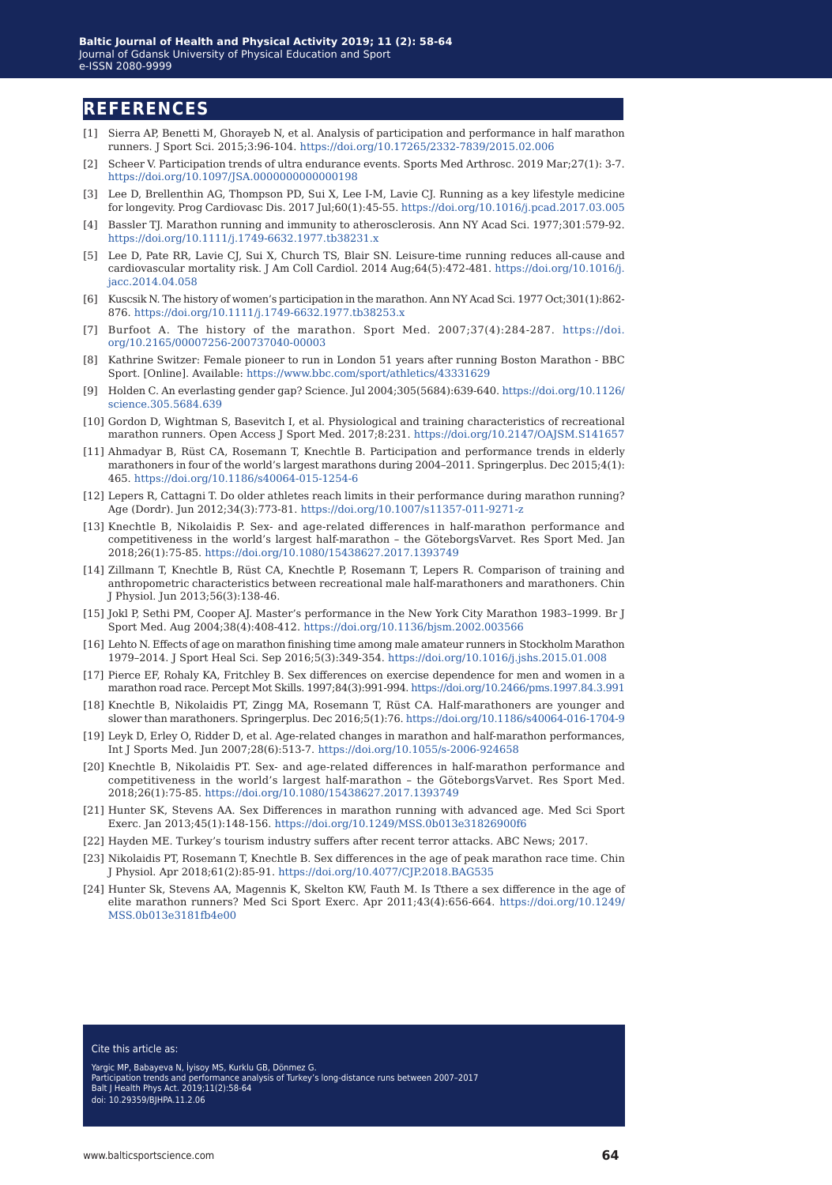## REFERENCES

[1] Sierra AP, Benetti M, Ghorayeb N, et al. Analysis of participation and performance in half marathon runners. J Sport Sci. 2015;3:96-104. https://doi.org/10.17265/2332-7839/2015.02.006

[2] Scheer V. Participation trends of ultra endurance events. Sports Med Arthrosc. 2019 Mar;27(1): 3-7. https://doi.org/10.1097/JSA.0000000000000198

[3] Lee D, Brellenthin AG, Thompson PD, Sui X, Lee I-M, Lavie CJ. Running as a key lifestyle medicine for longevity. Prog Cardiovasc Dis. 2017 Jul;60(1):45-55. https://doi.org/10.1016/j.pcad.2017.03.005

[4] Bassler TJ. Marathon running and immunity to atherosclerosis. Ann NY Acad Sci. 1977;301:579-92. https://doi.org/10.1111/j.1749-6632.1977.tb38231.x

[5] Lee D, Pate RR, Lavie CJ, Sui X, Church TS, Blair SN. Leisure-time running reduces all-cause and cardiovascular mortality risk. J Am Coll Cardiol. 2014 Aug;64(5):472-481. https://doi.org/10.1016/j.jacc.2014.04.058

[6] Kuscsik N. The history of women's participation in the marathon. Ann NY Acad Sci. 1977 Oct;301(1):862-876. https://doi.org/10.1111/j.1749-6632.1977.tb38253.x

[7] Burfoot A. The history of the marathon. Sport Med. 2007;37(4):284-287. https://doi.org/10.2165/00007256-200737040-00003

[8] Kathrine Switzer: Female pioneer to run in London 51 years after running Boston Marathon - BBC Sport. [Online]. Available: https://www.bbc.com/sport/athletics/43331629

[9] Holden C. An everlasting gender gap? Science. Jul 2004;305(5684):639-640. https://doi.org/10.1126/science.305.5684.639

[10] Gordon D, Wightman S, Basevitch I, et al. Physiological and training characteristics of recreational marathon runners. Open Access J Sport Med. 2017;8:231. https://doi.org/10.2147/OAJSM.S141657

[11] Ahmadyar B, Rüst CA, Rosemann T, Knechtle B. Participation and performance trends in elderly marathoners in four of the world's largest marathons during 2004–2011. Springerplus. Dec 2015;4(1): 465. https://doi.org/10.1186/s40064-015-1254-6

[12] Lepers R, Cattagni T. Do older athletes reach limits in their performance during marathon running? Age (Dordr). Jun 2012;34(3):773-81. https://doi.org/10.1007/s11357-011-9271-z

[13] Knechtle B, Nikolaidis P. Sex- and age-related differences in half-marathon performance and competitiveness in the world's largest half-marathon – the GöteborgsVarvet. Res Sport Med. Jan 2018;26(1):75-85. https://doi.org/10.1080/15438627.2017.1393749

[14] Zillmann T, Knechtle B, Rüst CA, Knechtle P, Rosemann T, Lepers R. Comparison of training and anthropometric characteristics between recreational male half-marathoners and marathoners. Chin J Physiol. Jun 2013;56(3):138-46.

[15] Jokl P, Sethi PM, Cooper AJ. Master's performance in the New York City Marathon 1983–1999. Br J Sport Med. Aug 2004;38(4):408-412. https://doi.org/10.1136/bjsm.2002.003566

[16] Lehto N. Effects of age on marathon finishing time among male amateur runners in Stockholm Marathon 1979–2014. J Sport Heal Sci. Sep 2016;5(3):349-354. https://doi.org/10.1016/j.jshs.2015.01.008

[17] Pierce EF, Rohaly KA, Fritchley B. Sex differences on exercise dependence for men and women in a marathon road race. Percept Mot Skills. 1997;84(3):991-994. https://doi.org/10.2466/pms.1997.84.3.991

[18] Knechtle B, Nikolaidis PT, Zingg MA, Rosemann T, Rüst CA. Half-marathoners are younger and slower than marathoners. Springerplus. Dec 2016;5(1):76. https://doi.org/10.1186/s40064-016-1704-9

[19] Leyk D, Erley O, Ridder D, et al. Age-related changes in marathon and half-marathon performances, Int J Sports Med. Jun 2007;28(6):513-7. https://doi.org/10.1055/s-2006-924658

[20] Knechtle B, Nikolaidis PT. Sex- and age-related differences in half-marathon performance and competitiveness in the world's largest half-marathon – the GöteborgsVarvet. Res Sport Med. 2018;26(1):75-85. https://doi.org/10.1080/15438627.2017.1393749

[21] Hunter SK, Stevens AA. Sex Differences in marathon running with advanced age. Med Sci Sport Exerc. Jan 2013;45(1):148-156. https://doi.org/10.1249/MSS.0b013e31826900f6

[22] Hayden ME. Turkey's tourism industry suffers after recent terror attacks. ABC News; 2017.

[23] Nikolaidis PT, Rosemann T, Knechtle B. Sex differences in the age of peak marathon race time. Chin J Physiol. Apr 2018;61(2):85-91. https://doi.org/10.4077/CJP.2018.BAG535

[24] Hunter Sk, Stevens AA, Magennis K, Skelton KW, Fauth M. Is Tthere a sex difference in the age of elite marathon runners? Med Sci Sport Exerc. Apr 2011;43(4):656-664. https://doi.org/10.1249/MSS.0b013e3181fb4e00

Cite this article as:

Yargic MP, Babayeva N, İyisoy MS, Kurklu GB, Dönmez G.
Participation trends and performance analysis of Turkey's long-distance runs between 2007–2017
Balt J Health Phys Act. 2019;11(2):58-64
doi: 10.29359/BJHPA.11.2.06